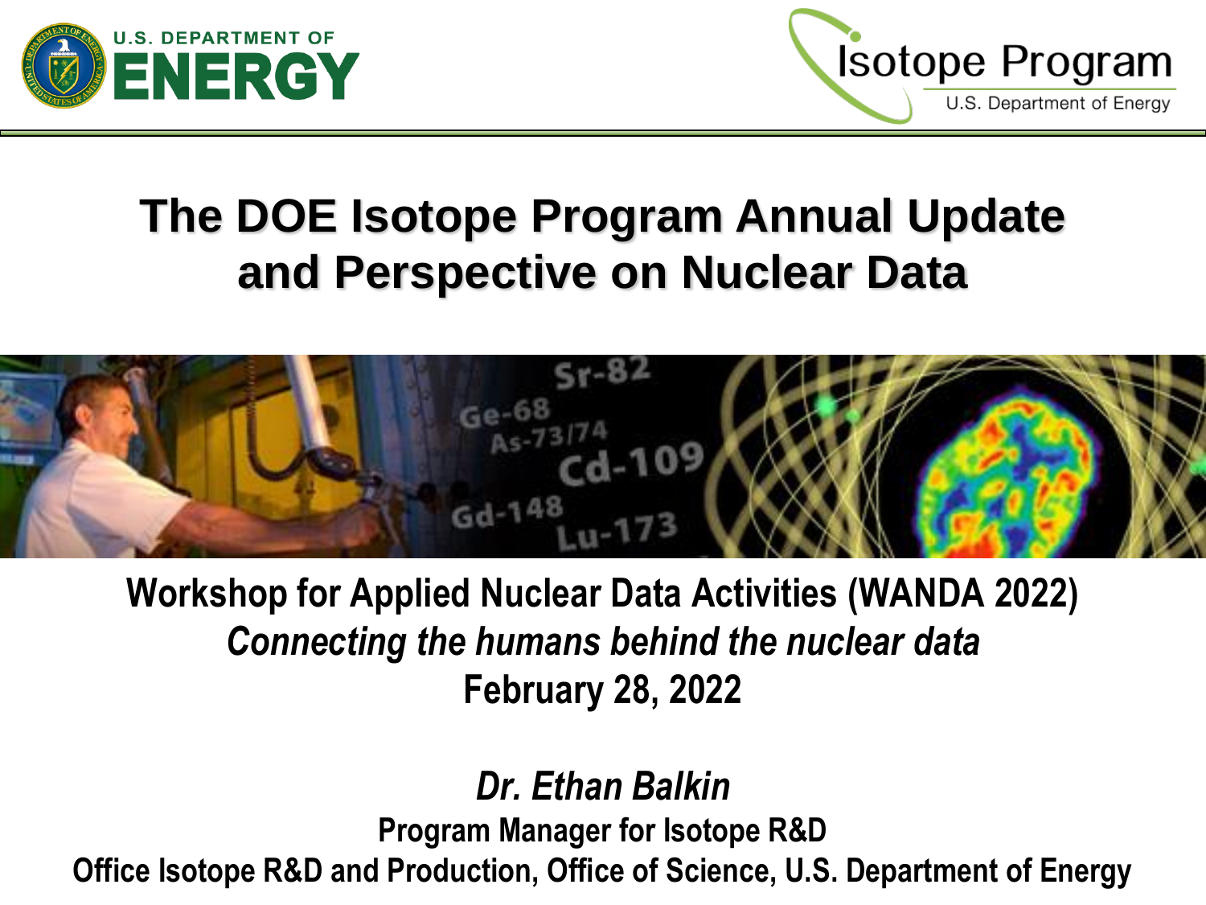U.S. DEPARTMENT OF ENERGY

Isotope Program
U.S. Department of Energy

# The DOE Isotope Program Annual Update and Perspective on Nuclear Data

**Workshop for Applied Nuclear Data Activities (WANDA 2022)**
***Connecting the humans behind the nuclear data***
**February 28, 2022**

***Dr. Ethan Balkin***
**Program Manager for Isotope R&D**
**Office Isotope R&D and Production, Office of Science, U.S. Department of Energy**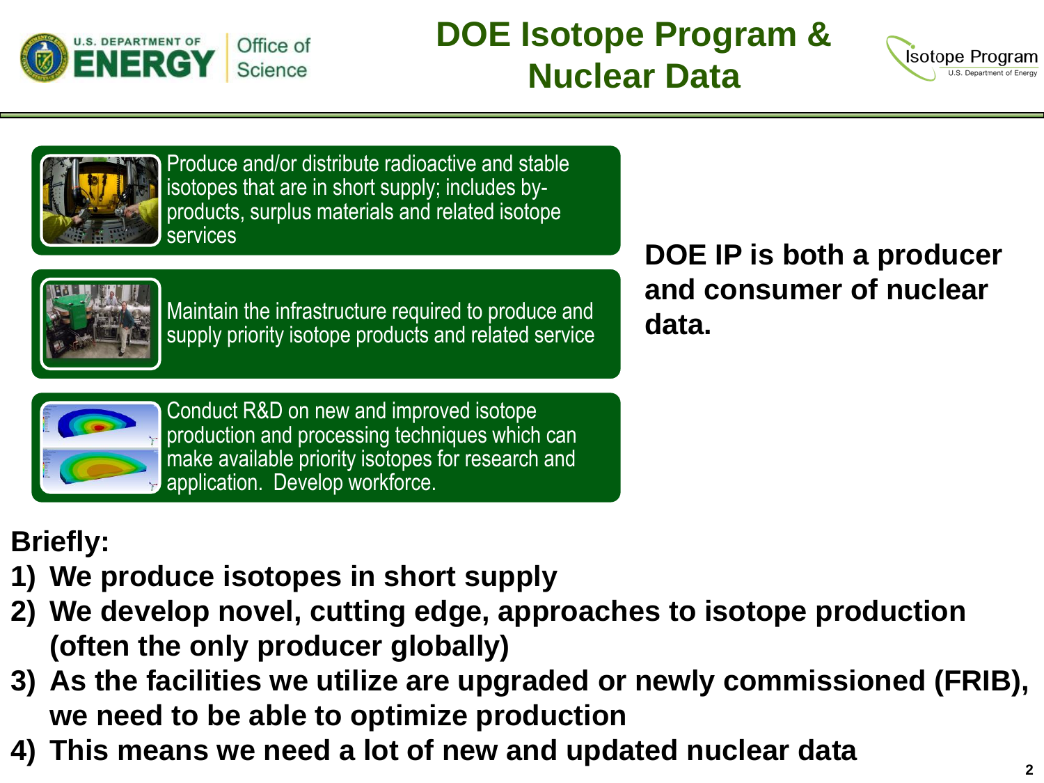# DOE Isotope Program & Nuclear Data

Produce and/or distribute radioactive and stable isotopes that are in short supply; includes by-products, surplus materials and related isotope services

Maintain the infrastructure required to produce and supply priority isotope products and related service

Conduct R&D on new and improved isotope production and processing techniques which can make available priority isotopes for research and application. Develop workforce.

**DOE IP is both a producer and consumer of nuclear data.**

**Briefly:**

1) **We produce isotopes in short supply**
2) **We develop novel, cutting edge, approaches to isotope production (often the only producer globally)**
3) **As the facilities we utilize are upgraded or newly commissioned (FRIB), we need to be able to optimize production**
4) **This means we need a lot of new and updated nuclear data**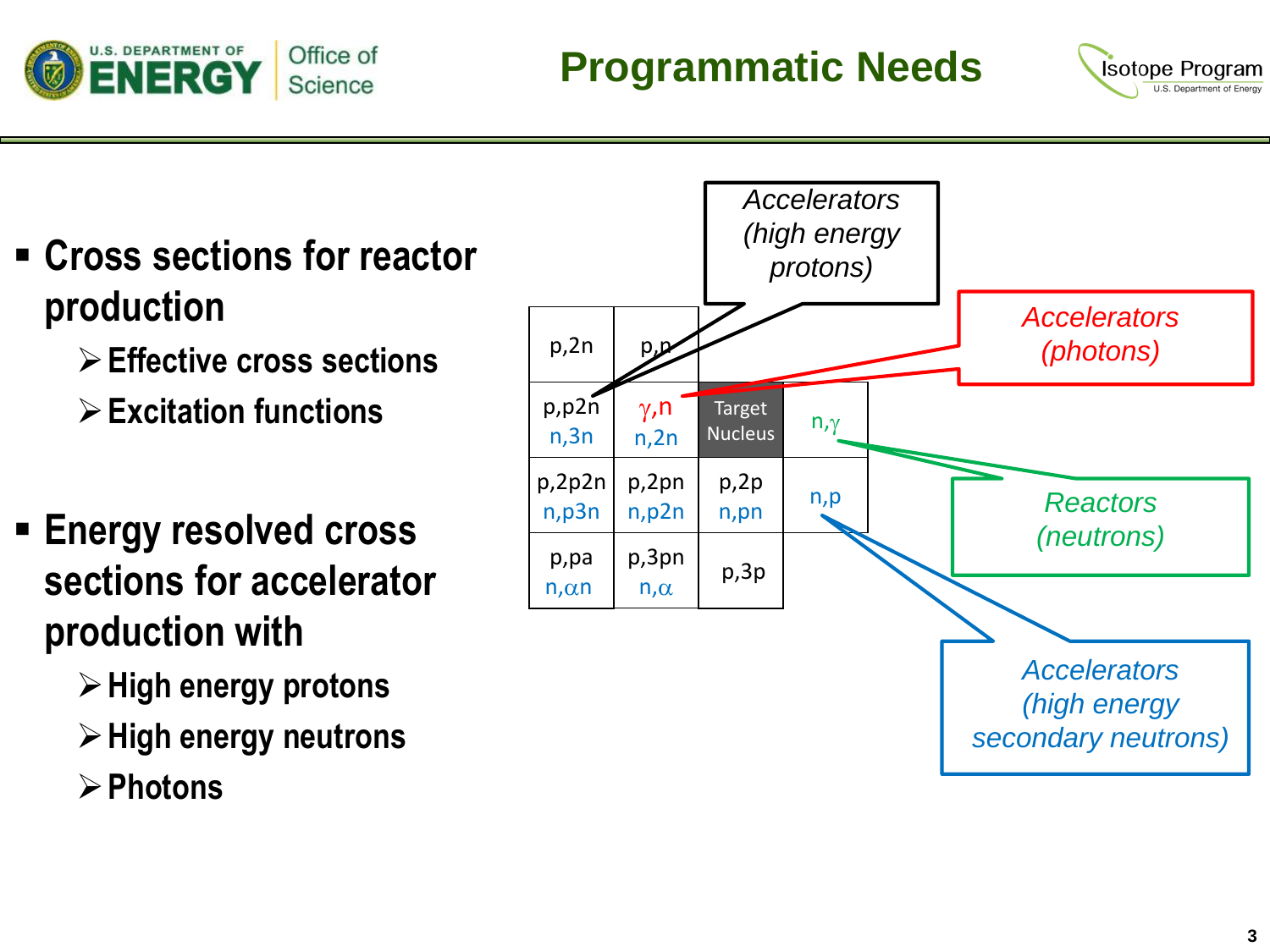# Programmatic Needs

- **Cross sections for reactor production**
  - **Effective cross sections**
  - **Excitation functions**

- **Energy resolved cross sections for accelerator production with**
  - **High energy protons**
  - **High energy neutrons**
  - **Photons**

| | | | |
|---|---|---|---|
| p,2n | p,n | | |
| p,p2n n,3n | γ,n n,2n | Target Nucleus | n,γ |
| p,2p2n n,p3n | p,2pn n,p2n | p,2p n,pn | n,p |
| p,pa n,αn | p,3pn n,α | p,3p | |

*Accelerators (high energy protons)*

*Accelerators (photons)*

*Reactors (neutrons)*

*Accelerators (high energy secondary neutrons)*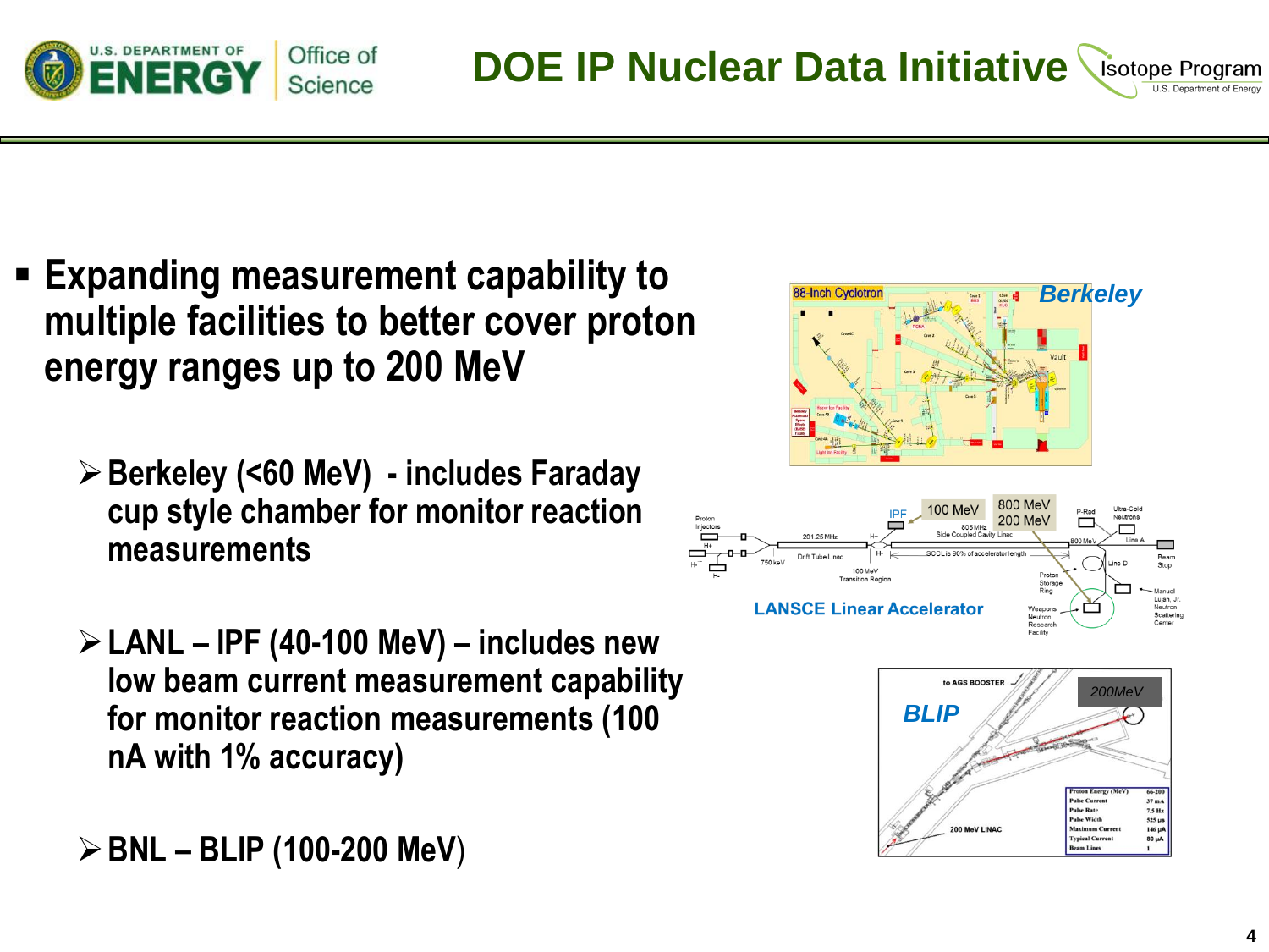# DOE IP Nuclear Data Initiative

- **Expanding measurement capability to multiple facilities to better cover proton energy ranges up to 200 MeV**
  - **Berkeley (<60 MeV) - includes Faraday cup style chamber for monitor reaction measurements**
  - **LANL – IPF (40-100 MeV) – includes new low beam current measurement capability for monitor reaction measurements (100 nA with 1% accuracy)**
  - **BNL – BLIP (100-200 MeV)**

88-Inch Cyclotron
Berkeley

IPF
100 MeV
800 MeV
200 MeV
LANSCE Linear Accelerator

BLIP
200MeV
to AGS BOOSTER
200 MeV LINAC

| | |
|---|---|
| Proton Energy (MeV) | 66-200 |
| Pulse Current | 37 mA |
| Pulse Rate | 7.5 Hz |
| Pulse Width | 525 μs |
| Maximum Current | 146 μA |
| Typical Current | 80 μA |
| Beam Lines | 1 |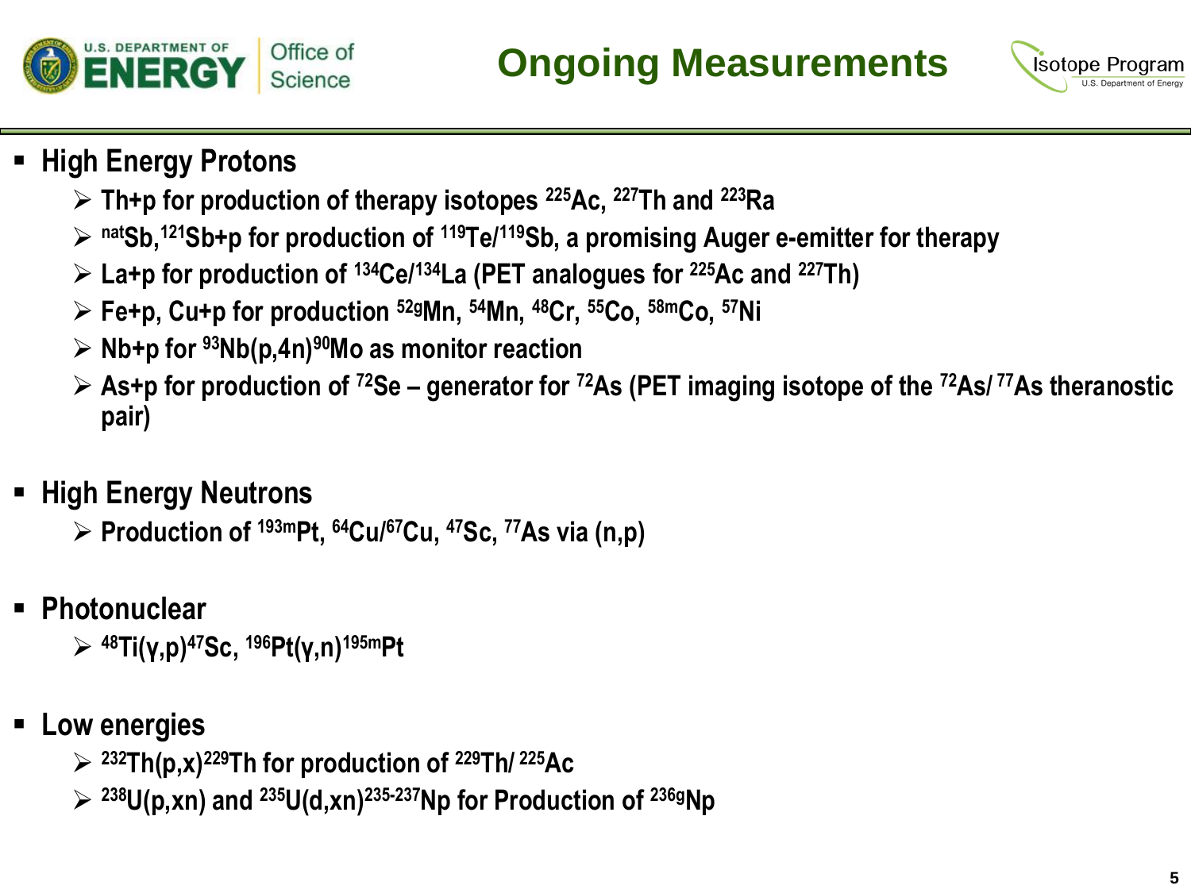# Ongoing Measurements

- **High Energy Protons**
  - **Th+p for production of therapy isotopes $^{225}$Ac, $^{227}$Th and $^{223}$Ra**
  - **$^{nat}$Sb,$^{121}$Sb+p for production of $^{119}$Te/$^{119}$Sb, a promising Auger e-emitter for therapy**
  - **La+p for production of $^{134}$Ce/$^{134}$La (PET analogues for $^{225}$Ac and $^{227}$Th)**
  - **Fe+p, Cu+p for production $^{52g}$Mn, $^{54}$Mn, $^{48}$Cr, $^{55}$Co, $^{58m}$Co, $^{57}$Ni**
  - **Nb+p for $^{93}$Nb(p,4n)$^{90}$Mo as monitor reaction**
  - **As+p for production of $^{72}$Se – generator for $^{72}$As (PET imaging isotope of the $^{72}$As/ $^{77}$As theranostic pair)**
- **High Energy Neutrons**
  - **Production of $^{193m}$Pt, $^{64}$Cu/$^{67}$Cu, $^{47}$Sc, $^{77}$As via (n,p)**
- **Photonuclear**
  - **$^{48}$Ti(γ,p)$^{47}$Sc, $^{196}$Pt(γ,n)$^{195m}$Pt**
- **Low energies**
  - **$^{232}$Th(p,x)$^{229}$Th for production of $^{229}$Th/ $^{225}$Ac**
  - **$^{238}$U(p,xn) and $^{235}$U(d,xn)$^{235\text{-}237}$Np for Production of $^{236g}$Np**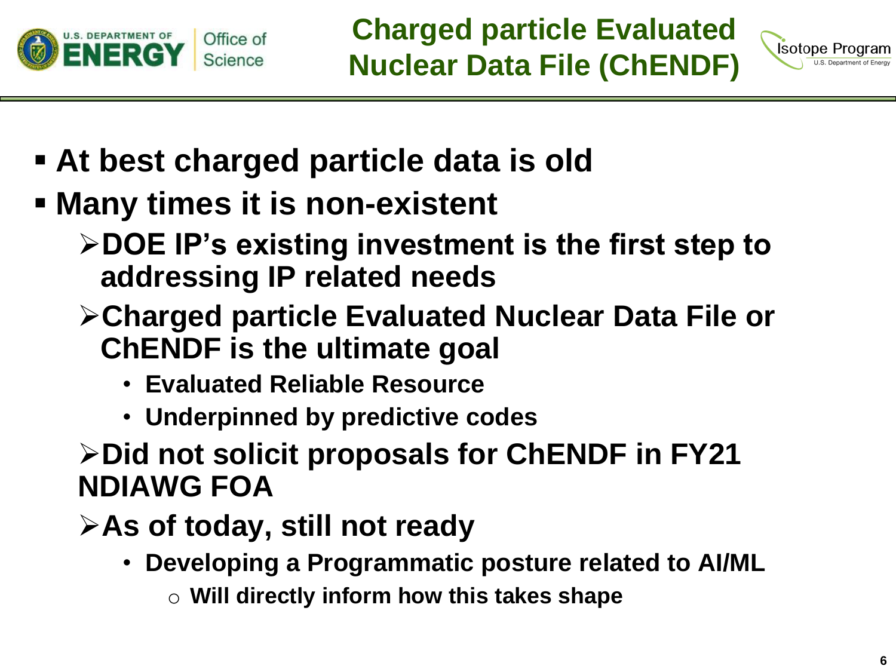# Charged particle Evaluated Nuclear Data File (ChENDF)

- **At best charged particle data is old**
- **Many times it is non-existent**
  - **DOE IP's existing investment is the first step to addressing IP related needs**
  - **Charged particle Evaluated Nuclear Data File or ChENDF is the ultimate goal**
    - **Evaluated Reliable Resource**
    - **Underpinned by predictive codes**
  - **Did not solicit proposals for ChENDF in FY21 NDIAWG FOA**
  - **As of today, still not ready**
    - **Developing a Programmatic posture related to AI/ML**
      - **Will directly inform how this takes shape**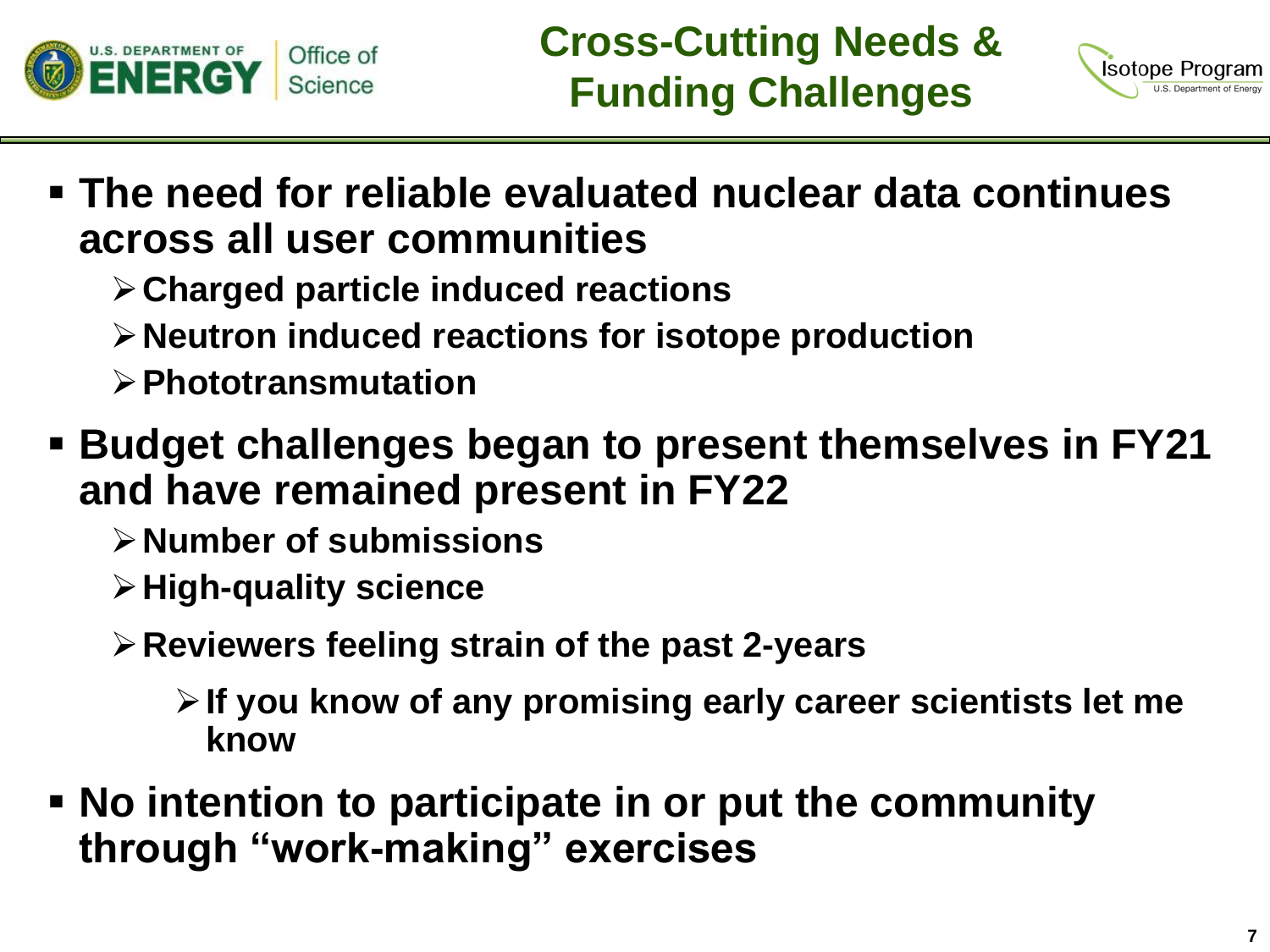# Cross-Cutting Needs & Funding Challenges

- **The need for reliable evaluated nuclear data continues across all user communities**
  - **Charged particle induced reactions**
  - **Neutron induced reactions for isotope production**
  - **Phototransmutation**
- **Budget challenges began to present themselves in FY21 and have remained present in FY22**
  - **Number of submissions**
  - **High-quality science**
  - **Reviewers feeling strain of the past 2-years**
    - **If you know of any promising early career scientists let me know**
- **No intention to participate in or put the community through "work-making" exercises**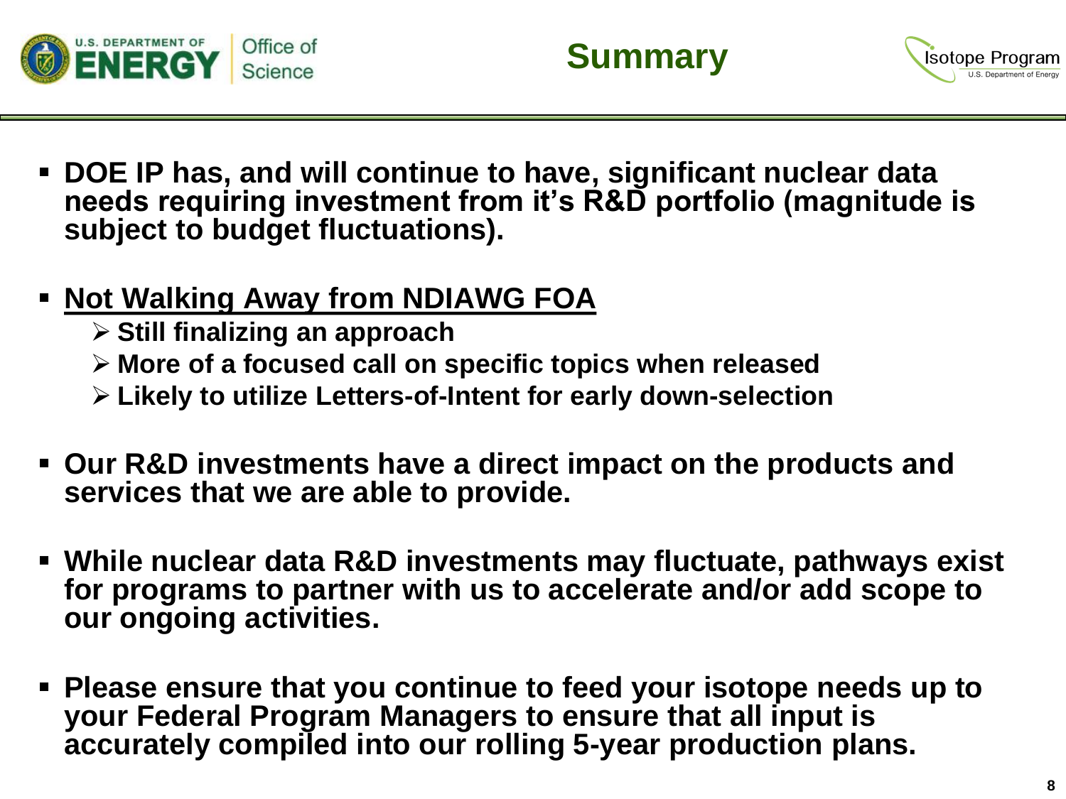# Summary

- **DOE IP has, and will continue to have, significant nuclear data needs requiring investment from it's R&D portfolio (magnitude is subject to budget fluctuations).**

- **<u>Not Walking Away from NDIAWG FOA</u>**
  - **Still finalizing an approach**
  - **More of a focused call on specific topics when released**
  - **Likely to utilize Letters-of-Intent for early down-selection**

- **Our R&D investments have a direct impact on the products and services that we are able to provide.**

- **While nuclear data R&D investments may fluctuate, pathways exist for programs to partner with us to accelerate and/or add scope to our ongoing activities.**

- **Please ensure that you continue to feed your isotope needs up to your Federal Program Managers to ensure that all input is accurately compiled into our rolling 5-year production plans.**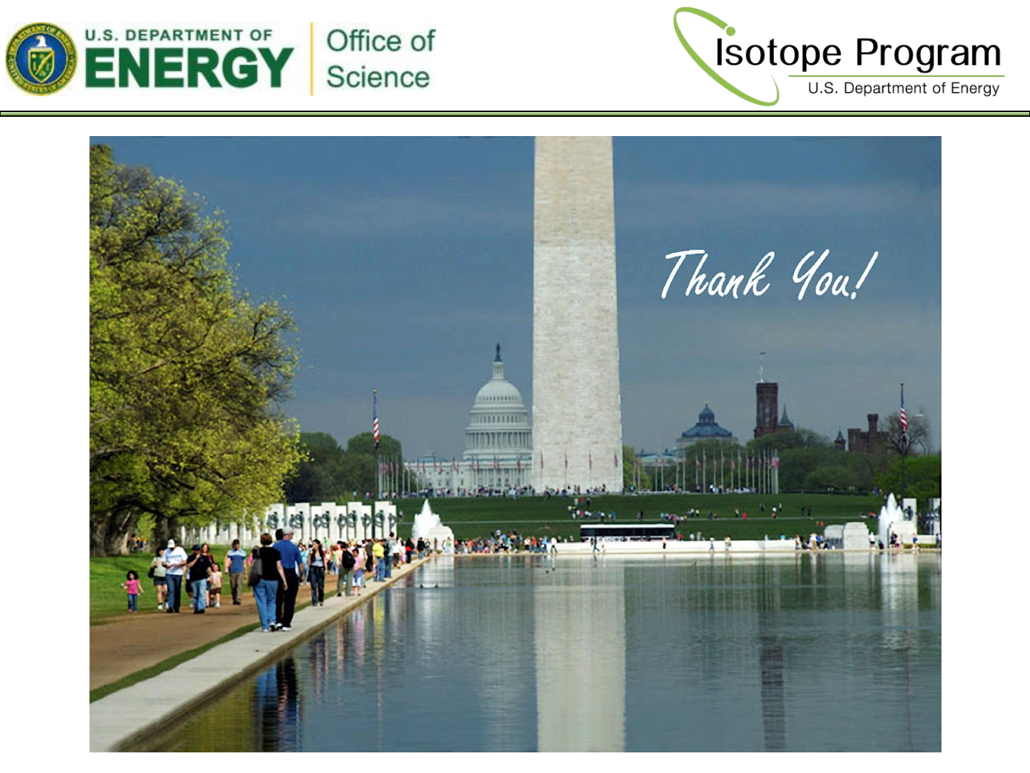Thank You!